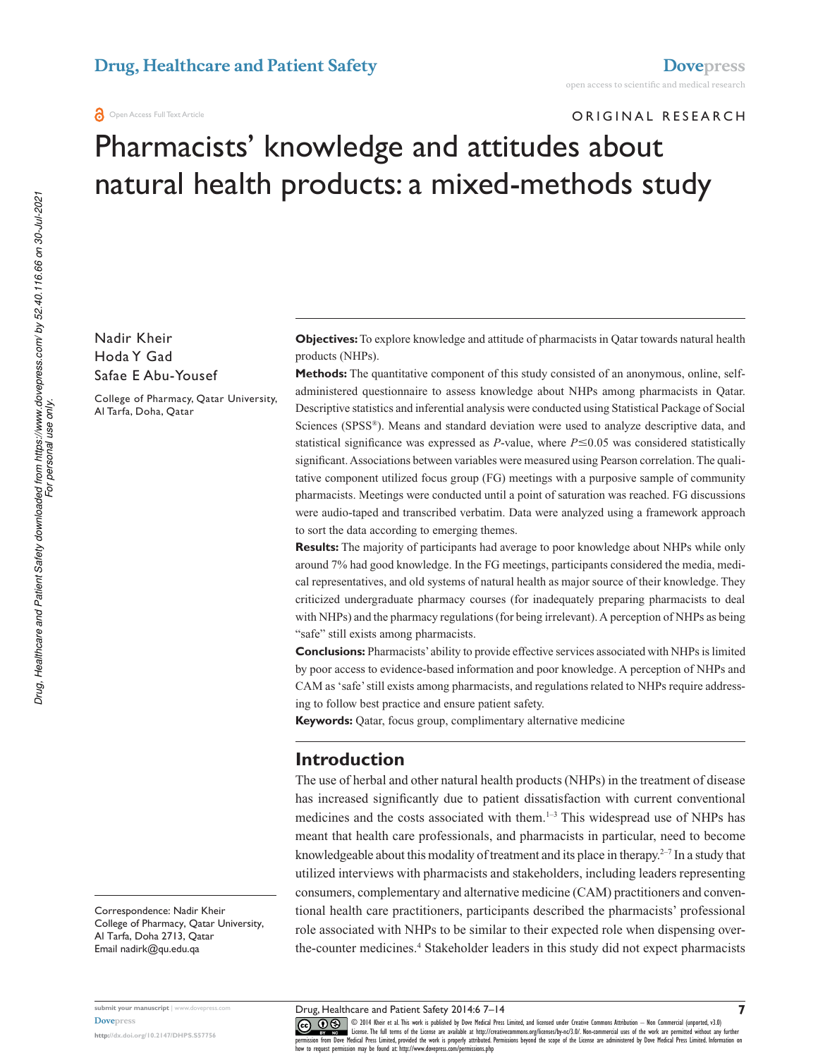Original Research

# Pharmacists' knowledge and attitudes about natural health products: a mixed-methods study

Nadir Kheir
Hoda Y Gad
Safae E Abu-Yousef

College of Pharmacy, Qatar University, Al Tarfa, Doha, Qatar

Correspondence: Nadir Kheir
College of Pharmacy, Qatar University, Al Tarfa, Doha 2713, Qatar
Email nadirk@qu.edu.qa

**Objectives:** To explore knowledge and attitude of pharmacists in Qatar towards natural health products (NHPs).

**Methods:** The quantitative component of this study consisted of an anonymous, online, self-administered questionnaire to assess knowledge about NHPs among pharmacists in Qatar. Descriptive statistics and inferential analysis were conducted using Statistical Package of Social Sciences (SPSS®). Means and standard deviation were used to analyze descriptive data, and statistical significance was expressed as *P*-value, where $P \leq 0.05$ was considered statistically significant. Associations between variables were measured using Pearson correlation. The qualitative component utilized focus group (FG) meetings with a purposive sample of community pharmacists. Meetings were conducted until a point of saturation was reached. FG discussions were audio-taped and transcribed verbatim. Data were analyzed using a framework approach to sort the data according to emerging themes.

**Results:** The majority of participants had average to poor knowledge about NHPs while only around 7% had good knowledge. In the FG meetings, participants considered the media, medical representatives, and old systems of natural health as major source of their knowledge. They criticized undergraduate pharmacy courses (for inadequately preparing pharmacists to deal with NHPs) and the pharmacy regulations (for being irrelevant). A perception of NHPs as being "safe" still exists among pharmacists.

**Conclusions:** Pharmacists' ability to provide effective services associated with NHPs is limited by poor access to evidence-based information and poor knowledge. A perception of NHPs and CAM as 'safe' still exists among pharmacists, and regulations related to NHPs require addressing to follow best practice and ensure patient safety.

**Keywords:** Qatar, focus group, complimentary alternative medicine

## Introduction

The use of herbal and other natural health products (NHPs) in the treatment of disease has increased significantly due to patient dissatisfaction with current conventional medicines and the costs associated with them.[1–3] This widespread use of NHPs has meant that health care professionals, and pharmacists in particular, need to become knowledgeable about this modality of treatment and its place in therapy.[2–7] In a study that utilized interviews with pharmacists and stakeholders, including leaders representing consumers, complementary and alternative medicine (CAM) practitioners and conventional health care practitioners, participants described the pharmacists' professional role associated with NHPs to be similar to their expected role when dispensing over-the-counter medicines.[4] Stakeholder leaders in this study did not expect pharmacists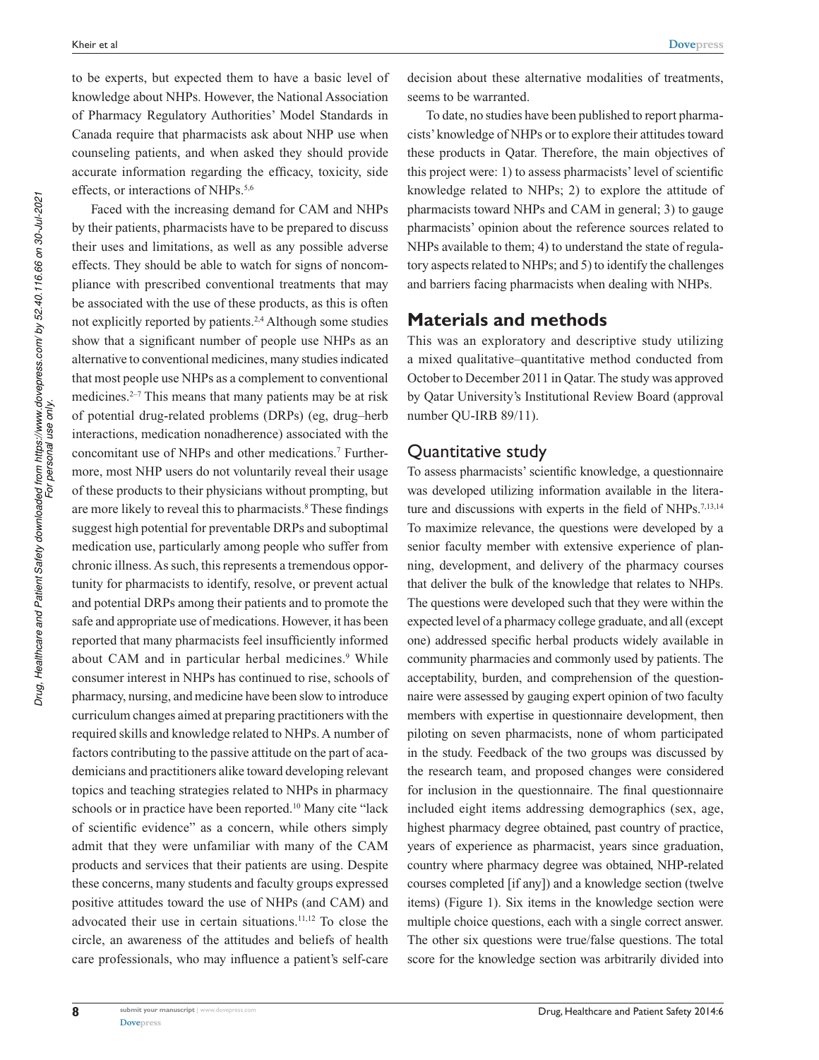to be experts, but expected them to have a basic level of knowledge about NHPs. However, the National Association of Pharmacy Regulatory Authorities' Model Standards in Canada require that pharmacists ask about NHP use when counseling patients, and when asked they should provide accurate information regarding the efficacy, toxicity, side effects, or interactions of NHPs.[5,6]

Faced with the increasing demand for CAM and NHPs by their patients, pharmacists have to be prepared to discuss their uses and limitations, as well as any possible adverse effects. They should be able to watch for signs of noncompliance with prescribed conventional treatments that may be associated with the use of these products, as this is often not explicitly reported by patients.[2,4] Although some studies show that a significant number of people use NHPs as an alternative to conventional medicines, many studies indicated that most people use NHPs as a complement to conventional medicines.[2–7] This means that many patients may be at risk of potential drug-related problems (DRPs) (eg, drug–herb interactions, medication nonadherence) associated with the concomitant use of NHPs and other medications.[7] Furthermore, most NHP users do not voluntarily reveal their usage of these products to their physicians without prompting, but are more likely to reveal this to pharmacists.[8] These findings suggest high potential for preventable DRPs and suboptimal medication use, particularly among people who suffer from chronic illness. As such, this represents a tremendous opportunity for pharmacists to identify, resolve, or prevent actual and potential DRPs among their patients and to promote the safe and appropriate use of medications. However, it has been reported that many pharmacists feel insufficiently informed about CAM and in particular herbal medicines.[9] While consumer interest in NHPs has continued to rise, schools of pharmacy, nursing, and medicine have been slow to introduce curriculum changes aimed at preparing practitioners with the required skills and knowledge related to NHPs. A number of factors contributing to the passive attitude on the part of academicians and practitioners alike toward developing relevant topics and teaching strategies related to NHPs in pharmacy schools or in practice have been reported.[10] Many cite "lack of scientific evidence" as a concern, while others simply admit that they were unfamiliar with many of the CAM products and services that their patients are using. Despite these concerns, many students and faculty groups expressed positive attitudes toward the use of NHPs (and CAM) and advocated their use in certain situations.[11,12] To close the circle, an awareness of the attitudes and beliefs of health care professionals, who may influence a patient's self-care decision about these alternative modalities of treatments, seems to be warranted.

To date, no studies have been published to report pharmacists' knowledge of NHPs or to explore their attitudes toward these products in Qatar. Therefore, the main objectives of this project were: 1) to assess pharmacists' level of scientific knowledge related to NHPs; 2) to explore the attitude of pharmacists toward NHPs and CAM in general; 3) to gauge pharmacists' opinion about the reference sources related to NHPs available to them; 4) to understand the state of regulatory aspects related to NHPs; and 5) to identify the challenges and barriers facing pharmacists when dealing with NHPs.

## Materials and methods

This was an exploratory and descriptive study utilizing a mixed qualitative–quantitative method conducted from October to December 2011 in Qatar. The study was approved by Qatar University's Institutional Review Board (approval number QU-IRB 89/11).

### Quantitative study

To assess pharmacists' scientific knowledge, a questionnaire was developed utilizing information available in the literature and discussions with experts in the field of NHPs.[7,13,14] To maximize relevance, the questions were developed by a senior faculty member with extensive experience of planning, development, and delivery of the pharmacy courses that deliver the bulk of the knowledge that relates to NHPs. The questions were developed such that they were within the expected level of a pharmacy college graduate, and all (except one) addressed specific herbal products widely available in community pharmacies and commonly used by patients. The acceptability, burden, and comprehension of the questionnaire were assessed by gauging expert opinion of two faculty members with expertise in questionnaire development, then piloting on seven pharmacists, none of whom participated in the study. Feedback of the two groups was discussed by the research team, and proposed changes were considered for inclusion in the questionnaire. The final questionnaire included eight items addressing demographics (sex, age, highest pharmacy degree obtained, past country of practice, years of experience as pharmacist, years since graduation, country where pharmacy degree was obtained, NHP-related courses completed [if any]) and a knowledge section (twelve items) (Figure 1). Six items in the knowledge section were multiple choice questions, each with a single correct answer. The other six questions were true/false questions. The total score for the knowledge section was arbitrarily divided into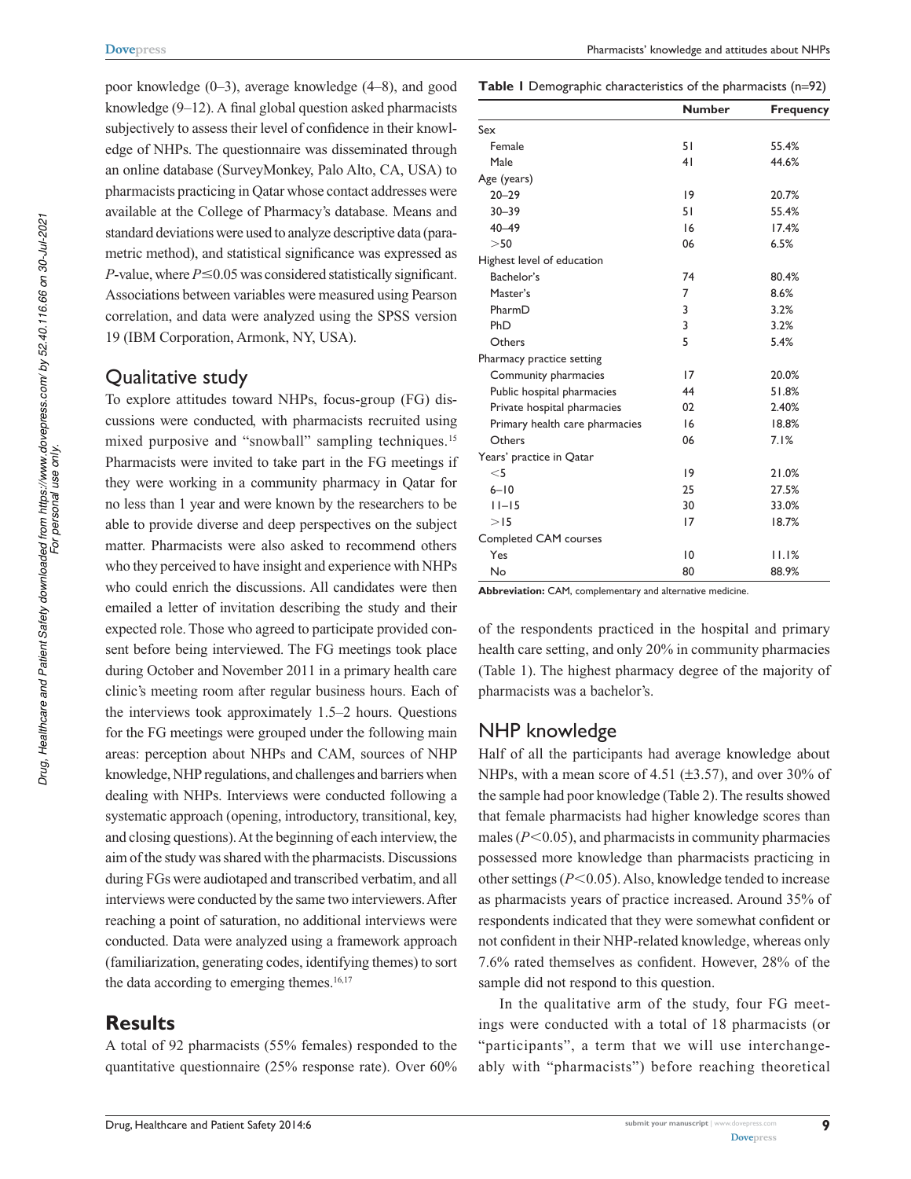poor knowledge (0–3), average knowledge (4–8), and good knowledge (9–12). A final global question asked pharmacists subjectively to assess their level of confidence in their knowledge of NHPs. The questionnaire was disseminated through an online database (SurveyMonkey, Palo Alto, CA, USA) to pharmacists practicing in Qatar whose contact addresses were available at the College of Pharmacy's database. Means and standard deviations were used to analyze descriptive data (parametric method), and statistical significance was expressed as *P*-value, where $P \leq 0.05$ was considered statistically significant. Associations between variables were measured using Pearson correlation, and data were analyzed using the SPSS version 19 (IBM Corporation, Armonk, NY, USA).

## Qualitative study

To explore attitudes toward NHPs, focus-group (FG) discussions were conducted, with pharmacists recruited using mixed purposive and "snowball" sampling techniques.[15] Pharmacists were invited to take part in the FG meetings if they were working in a community pharmacy in Qatar for no less than 1 year and were known by the researchers to be able to provide diverse and deep perspectives on the subject matter. Pharmacists were also asked to recommend others who they perceived to have insight and experience with NHPs who could enrich the discussions. All candidates were then emailed a letter of invitation describing the study and their expected role. Those who agreed to participate provided consent before being interviewed. The FG meetings took place during October and November 2011 in a primary health care clinic's meeting room after regular business hours. Each of the interviews took approximately 1.5–2 hours. Questions for the FG meetings were grouped under the following main areas: perception about NHPs and CAM, sources of NHP knowledge, NHP regulations, and challenges and barriers when dealing with NHPs. Interviews were conducted following a systematic approach (opening, introductory, transitional, key, and closing questions). At the beginning of each interview, the aim of the study was shared with the pharmacists. Discussions during FGs were audiotaped and transcribed verbatim, and all interviews were conducted by the same two interviewers. After reaching a point of saturation, no additional interviews were conducted. Data were analyzed using a framework approach (familiarization, generating codes, identifying themes) to sort the data according to emerging themes.[16,17]

# Results

A total of 92 pharmacists (55% females) responded to the quantitative questionnaire (25% response rate). Over 60% of the respondents practiced in the hospital and primary health care setting, and only 20% in community pharmacies (Table 1). The highest pharmacy degree of the majority of pharmacists was a bachelor's.

**Table 1** Demographic characteristics of the pharmacists (n=92)

| | Number | Frequency |
|---|---|---|
| Sex | | |
| Female | 51 | 55.4% |
| Male | 41 | 44.6% |
| Age (years) | | |
| 20–29 | 19 | 20.7% |
| 30–39 | 51 | 55.4% |
| 40–49 | 16 | 17.4% |
| >50 | 06 | 6.5% |
| Highest level of education | | |
| Bachelor's | 74 | 80.4% |
| Master's | 7 | 8.6% |
| PharmD | 3 | 3.2% |
| PhD | 3 | 3.2% |
| Others | 5 | 5.4% |
| Pharmacy practice setting | | |
| Community pharmacies | 17 | 20.0% |
| Public hospital pharmacies | 44 | 51.8% |
| Private hospital pharmacies | 02 | 2.40% |
| Primary health care pharmacies | 16 | 18.8% |
| Others | 06 | 7.1% |
| Years' practice in Qatar | | |
| <5 | 19 | 21.0% |
| 6–10 | 25 | 27.5% |
| 11–15 | 30 | 33.0% |
| >15 | 17 | 18.7% |
| Completed CAM courses | | |
| Yes | 10 | 11.1% |
| No | 80 | 88.9% |

**Abbreviation:** CAM, complementary and alternative medicine.

## NHP knowledge

Half of all the participants had average knowledge about NHPs, with a mean score of 4.51 (±3.57), and over 30% of the sample had poor knowledge (Table 2). The results showed that female pharmacists had higher knowledge scores than males ($P<0.05$), and pharmacists in community pharmacies possessed more knowledge than pharmacists practicing in other settings ($P<0.05$). Also, knowledge tended to increase as pharmacists years of practice increased. Around 35% of respondents indicated that they were somewhat confident or not confident in their NHP-related knowledge, whereas only 7.6% rated themselves as confident. However, 28% of the sample did not respond to this question.

In the qualitative arm of the study, four FG meetings were conducted with a total of 18 pharmacists (or "participants", a term that we will use interchangeably with "pharmacists") before reaching theoretical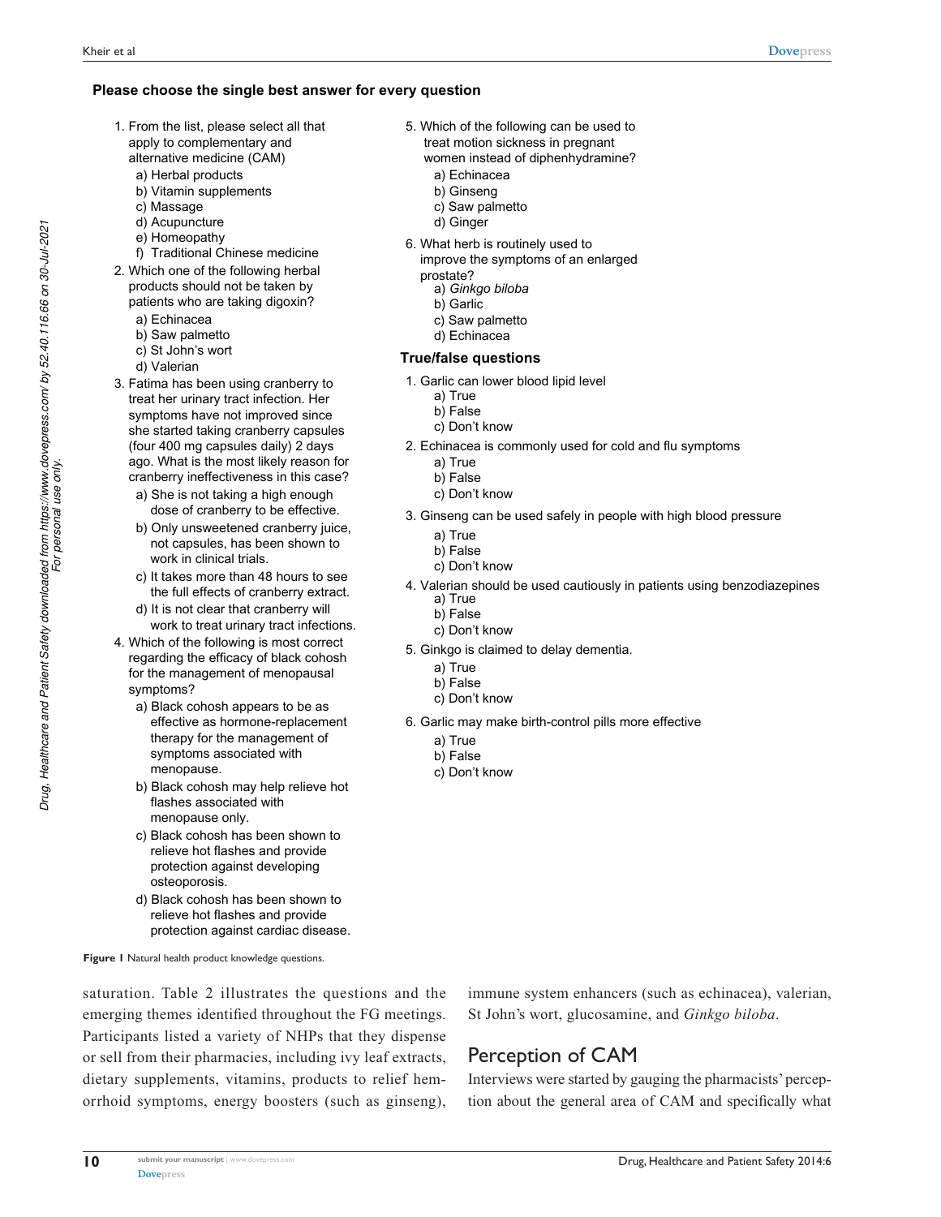**Please choose the single best answer for every question**

1. From the list, please select all that apply to complementary and alternative medicine (CAM)
   a) Herbal products
   b) Vitamin supplements
   c) Massage
   d) Acupuncture
   e) Homeopathy
   f) Traditional Chinese medicine
2. Which one of the following herbal products should not be taken by patients who are taking digoxin?
   a) Echinacea
   b) Saw palmetto
   c) St John's wort
   d) Valerian
3. Fatima has been using cranberry to treat her urinary tract infection. Her symptoms have not improved since she started taking cranberry capsules (four 400 mg capsules daily) 2 days ago. What is the most likely reason for cranberry ineffectiveness in this case?
   a) She is not taking a high enough dose of cranberry to be effective.
   b) Only unsweetened cranberry juice, not capsules, has been shown to work in clinical trials.
   c) It takes more than 48 hours to see the full effects of cranberry extract.
   d) It is not clear that cranberry will work to treat urinary tract infections.
4. Which of the following is most correct regarding the efficacy of black cohosh for the management of menopausal symptoms?
   a) Black cohosh appears to be as effective as hormone-replacement therapy for the management of symptoms associated with menopause.
   b) Black cohosh may help relieve hot flashes associated with menopause only.
   c) Black cohosh has been shown to relieve hot flashes and provide protection against developing osteoporosis.
   d) Black cohosh has been shown to relieve hot flashes and provide protection against cardiac disease.
5. Which of the following can be used to treat motion sickness in pregnant women instead of diphenhydramine?
   a) Echinacea
   b) Ginseng
   c) Saw palmetto
   d) Ginger
6. What herb is routinely used to improve the symptoms of an enlarged prostate?
   a) *Ginkgo biloba*
   b) Garlic
   c) Saw palmetto
   d) Echinacea

**True/false questions**

1. Garlic can lower blood lipid level
   a) True
   b) False
   c) Don't know
2. Echinacea is commonly used for cold and flu symptoms
   a) True
   b) False
   c) Don't know
3. Ginseng can be used safely in people with high blood pressure
   a) True
   b) False
   c) Don't know
4. Valerian should be used cautiously in patients using benzodiazepines
   a) True
   b) False
   c) Don't know
5. Ginkgo is claimed to delay dementia.
   a) True
   b) False
   c) Don't know
6. Garlic may make birth-control pills more effective
   a) True
   b) False
   c) Don't know

**Figure 1** Natural health product knowledge questions.

saturation. Table 2 illustrates the questions and the emerging themes identified throughout the FG meetings. Participants listed a variety of NHPs that they dispense or sell from their pharmacies, including ivy leaf extracts, dietary supplements, vitamins, products to relief hemorrhoid symptoms, energy boosters (such as ginseng), immune system enhancers (such as echinacea), valerian, St John's wort, glucosamine, and *Ginkgo biloba*.

## Perception of CAM

Interviews were started by gauging the pharmacists' perception about the general area of CAM and specifically what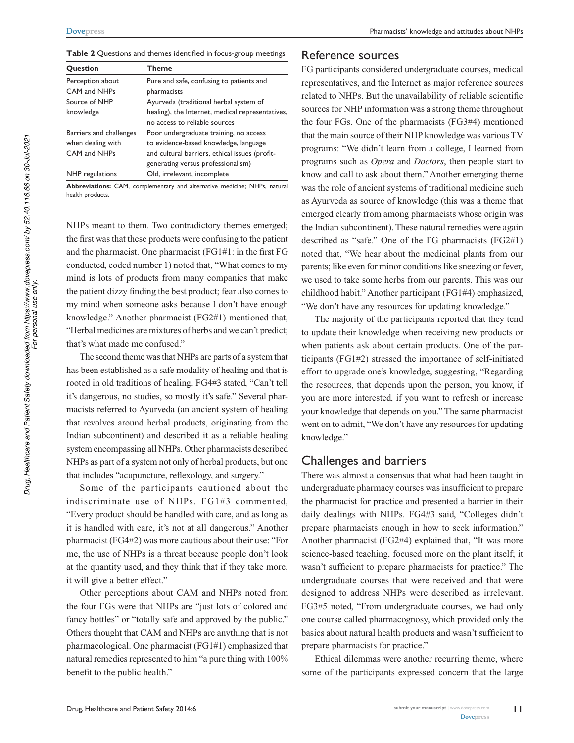**Table 2** Questions and themes identified in focus-group meetings

| Question | Theme |
| --- | --- |
| Perception about CAM and NHPs | Pure and safe, confusing to patients and pharmacists |
| Source of NHP knowledge | Ayurveda (traditional herbal system of healing), the Internet, medical representatives, no access to reliable sources |
| Barriers and challenges when dealing with CAM and NHPs | Poor undergraduate training, no access to evidence-based knowledge, language and cultural barriers, ethical issues (profit-generating versus professionalism) |
| NHP regulations | Old, irrelevant, incomplete |

**Abbreviations:** CAM, complementary and alternative medicine; NHPs, natural health products.

NHPs meant to them. Two contradictory themes emerged; the first was that these products were confusing to the patient and the pharmacist. One pharmacist (FG1#1: in the first FG conducted, coded number 1) noted that, "What comes to my mind is lots of products from many companies that make the patient dizzy finding the best product; fear also comes to my mind when someone asks because I don't have enough knowledge." Another pharmacist (FG2#1) mentioned that, "Herbal medicines are mixtures of herbs and we can't predict; that's what made me confused."

The second theme was that NHPs are parts of a system that has been established as a safe modality of healing and that is rooted in old traditions of healing. FG4#3 stated, "Can't tell it's dangerous, no studies, so mostly it's safe." Several pharmacists referred to Ayurveda (an ancient system of healing that revolves around herbal products, originating from the Indian subcontinent) and described it as a reliable healing system encompassing all NHPs. Other pharmacists described NHPs as part of a system not only of herbal products, but one that includes "acupuncture, reflexology, and surgery."

Some of the participants cautioned about the indiscriminate use of NHPs. FG1#3 commented, "Every product should be handled with care, and as long as it is handled with care, it's not at all dangerous." Another pharmacist (FG4#2) was more cautious about their use: "For me, the use of NHPs is a threat because people don't look at the quantity used, and they think that if they take more, it will give a better effect."

Other perceptions about CAM and NHPs noted from the four FGs were that NHPs are "just lots of colored and fancy bottles" or "totally safe and approved by the public." Others thought that CAM and NHPs are anything that is not pharmacological. One pharmacist (FG1#1) emphasized that natural remedies represented to him "a pure thing with 100% benefit to the public health."

## Reference sources

FG participants considered undergraduate courses, medical representatives, and the Internet as major reference sources related to NHPs. But the unavailability of reliable scientific sources for NHP information was a strong theme throughout the four FGs. One of the pharmacists (FG3#4) mentioned that the main source of their NHP knowledge was various TV programs: "We didn't learn from a college, I learned from programs such as *Opera* and *Doctors*, then people start to know and call to ask about them." Another emerging theme was the role of ancient systems of traditional medicine such as Ayurveda as source of knowledge (this was a theme that emerged clearly from among pharmacists whose origin was the Indian subcontinent). These natural remedies were again described as "safe." One of the FG pharmacists (FG2#1) noted that, "We hear about the medicinal plants from our parents; like even for minor conditions like sneezing or fever, we used to take some herbs from our parents. This was our childhood habit." Another participant (FG1#4) emphasized, "We don't have any resources for updating knowledge."

The majority of the participants reported that they tend to update their knowledge when receiving new products or when patients ask about certain products. One of the participants (FG1#2) stressed the importance of self-initiated effort to upgrade one's knowledge, suggesting, "Regarding the resources, that depends upon the person, you know, if you are more interested, if you want to refresh or increase your knowledge that depends on you." The same pharmacist went on to admit, "We don't have any resources for updating knowledge."

## Challenges and barriers

There was almost a consensus that what had been taught in undergraduate pharmacy courses was insufficient to prepare the pharmacist for practice and presented a barrier in their daily dealings with NHPs. FG4#3 said, "Colleges didn't prepare pharmacists enough in how to seek information." Another pharmacist (FG2#4) explained that, "It was more science-based teaching, focused more on the plant itself; it wasn't sufficient to prepare pharmacists for practice." The undergraduate courses that were received and that were designed to address NHPs were described as irrelevant. FG3#5 noted, "From undergraduate courses, we had only one course called pharmacognosy, which provided only the basics about natural health products and wasn't sufficient to prepare pharmacists for practice."

Ethical dilemmas were another recurring theme, where some of the participants expressed concern that the large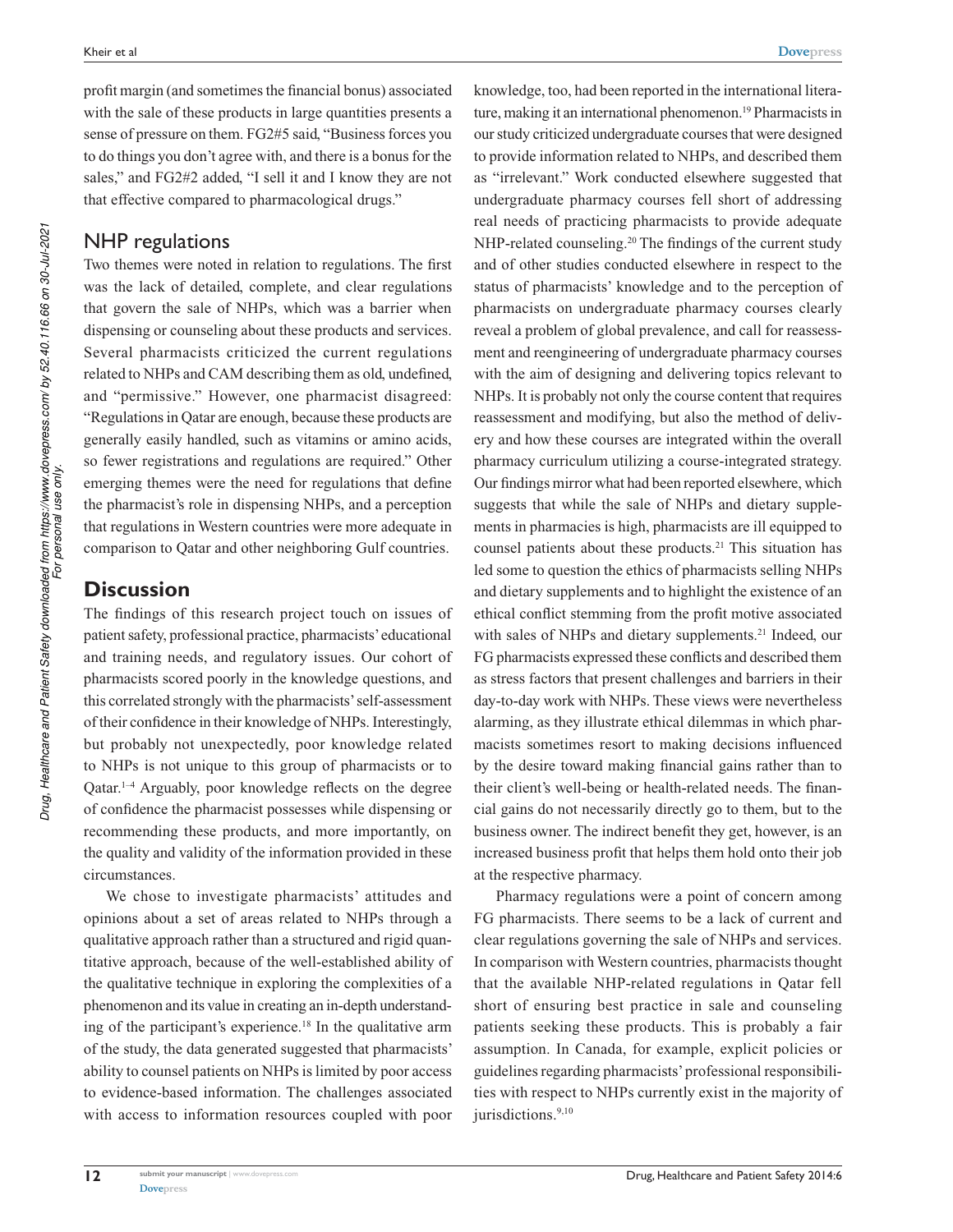profit margin (and sometimes the financial bonus) associated with the sale of these products in large quantities presents a sense of pressure on them. FG2#5 said, "Business forces you to do things you don't agree with, and there is a bonus for the sales," and FG2#2 added, "I sell it and I know they are not that effective compared to pharmacological drugs."

## NHP regulations

Two themes were noted in relation to regulations. The first was the lack of detailed, complete, and clear regulations that govern the sale of NHPs, which was a barrier when dispensing or counseling about these products and services. Several pharmacists criticized the current regulations related to NHPs and CAM describing them as old, undefined, and "permissive." However, one pharmacist disagreed: "Regulations in Qatar are enough, because these products are generally easily handled, such as vitamins or amino acids, so fewer registrations and regulations are required." Other emerging themes were the need for regulations that define the pharmacist's role in dispensing NHPs, and a perception that regulations in Western countries were more adequate in comparison to Qatar and other neighboring Gulf countries.

# Discussion

The findings of this research project touch on issues of patient safety, professional practice, pharmacists' educational and training needs, and regulatory issues. Our cohort of pharmacists scored poorly in the knowledge questions, and this correlated strongly with the pharmacists' self-assessment of their confidence in their knowledge of NHPs. Interestingly, but probably not unexpectedly, poor knowledge related to NHPs is not unique to this group of pharmacists or to Qatar.[1–4] Arguably, poor knowledge reflects on the degree of confidence the pharmacist possesses while dispensing or recommending these products, and more importantly, on the quality and validity of the information provided in these circumstances.

We chose to investigate pharmacists' attitudes and opinions about a set of areas related to NHPs through a qualitative approach rather than a structured and rigid quantitative approach, because of the well-established ability of the qualitative technique in exploring the complexities of a phenomenon and its value in creating an in-depth understanding of the participant's experience.[18] In the qualitative arm of the study, the data generated suggested that pharmacists' ability to counsel patients on NHPs is limited by poor access to evidence-based information. The challenges associated with access to information resources coupled with poor knowledge, too, had been reported in the international literature, making it an international phenomenon.[19] Pharmacists in our study criticized undergraduate courses that were designed to provide information related to NHPs, and described them as "irrelevant." Work conducted elsewhere suggested that undergraduate pharmacy courses fell short of addressing real needs of practicing pharmacists to provide adequate NHP-related counseling.[20] The findings of the current study and of other studies conducted elsewhere in respect to the status of pharmacists' knowledge and to the perception of pharmacists on undergraduate pharmacy courses clearly reveal a problem of global prevalence, and call for reassessment and reengineering of undergraduate pharmacy courses with the aim of designing and delivering topics relevant to NHPs. It is probably not only the course content that requires reassessment and modifying, but also the method of delivery and how these courses are integrated within the overall pharmacy curriculum utilizing a course-integrated strategy. Our findings mirror what had been reported elsewhere, which suggests that while the sale of NHPs and dietary supplements in pharmacies is high, pharmacists are ill equipped to counsel patients about these products.[21] This situation has led some to question the ethics of pharmacists selling NHPs and dietary supplements and to highlight the existence of an ethical conflict stemming from the profit motive associated with sales of NHPs and dietary supplements.[21] Indeed, our FG pharmacists expressed these conflicts and described them as stress factors that present challenges and barriers in their day-to-day work with NHPs. These views were nevertheless alarming, as they illustrate ethical dilemmas in which pharmacists sometimes resort to making decisions influenced by the desire toward making financial gains rather than to their client's well-being or health-related needs. The financial gains do not necessarily directly go to them, but to the business owner. The indirect benefit they get, however, is an increased business profit that helps them hold onto their job at the respective pharmacy.

Pharmacy regulations were a point of concern among FG pharmacists. There seems to be a lack of current and clear regulations governing the sale of NHPs and services. In comparison with Western countries, pharmacists thought that the available NHP-related regulations in Qatar fell short of ensuring best practice in sale and counseling patients seeking these products. This is probably a fair assumption. In Canada, for example, explicit policies or guidelines regarding pharmacists' professional responsibilities with respect to NHPs currently exist in the majority of jurisdictions.[9,10]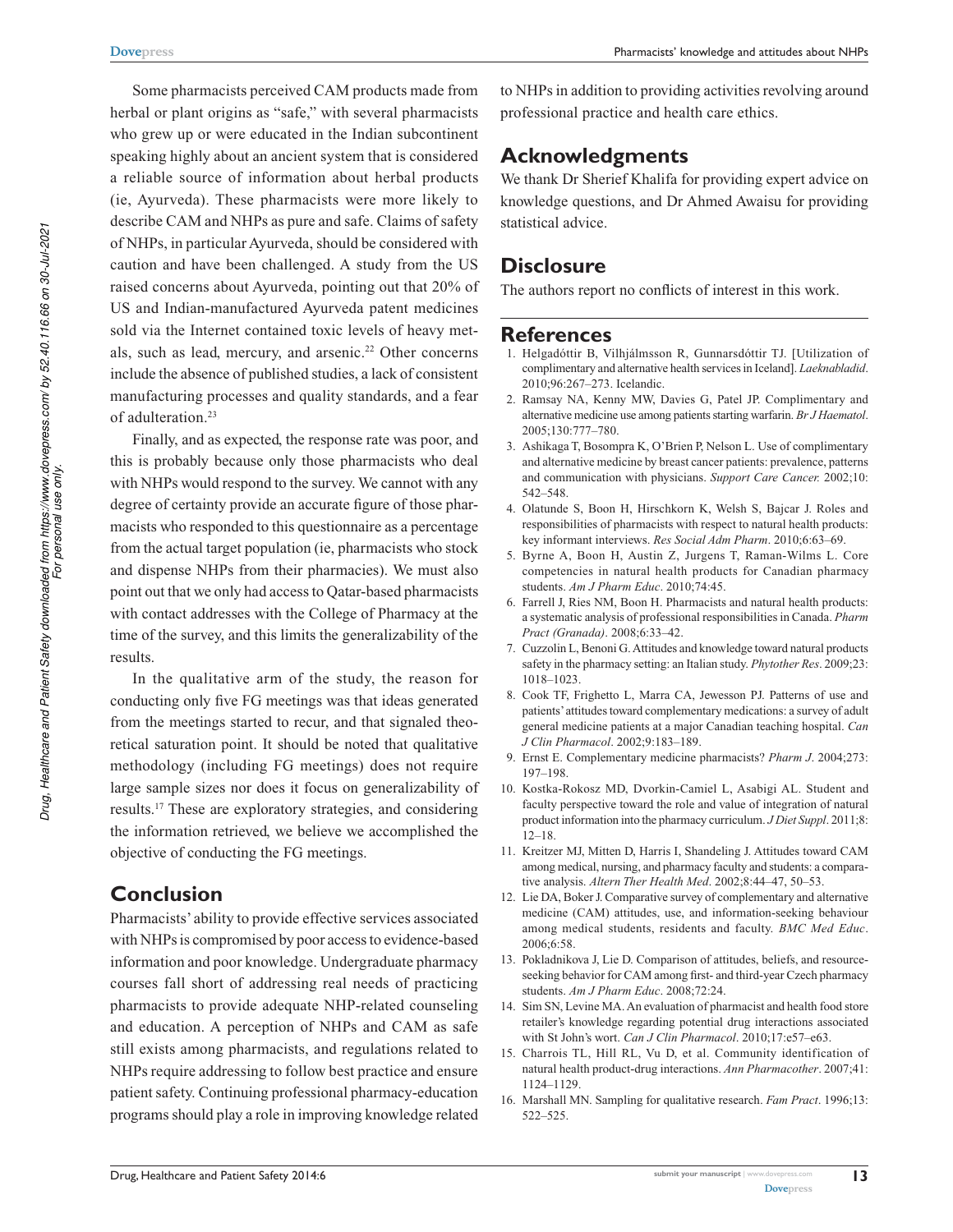Some pharmacists perceived CAM products made from herbal or plant origins as "safe," with several pharmacists who grew up or were educated in the Indian subcontinent speaking highly about an ancient system that is considered a reliable source of information about herbal products (ie, Ayurveda). These pharmacists were more likely to describe CAM and NHPs as pure and safe. Claims of safety of NHPs, in particular Ayurveda, should be considered with caution and have been challenged. A study from the US raised concerns about Ayurveda, pointing out that 20% of US and Indian-manufactured Ayurveda patent medicines sold via the Internet contained toxic levels of heavy metals, such as lead, mercury, and arsenic.[22] Other concerns include the absence of published studies, a lack of consistent manufacturing processes and quality standards, and a fear of adulteration.[23]

Finally, and as expected, the response rate was poor, and this is probably because only those pharmacists who deal with NHPs would respond to the survey. We cannot with any degree of certainty provide an accurate figure of those pharmacists who responded to this questionnaire as a percentage from the actual target population (ie, pharmacists who stock and dispense NHPs from their pharmacies). We must also point out that we only had access to Qatar-based pharmacists with contact addresses with the College of Pharmacy at the time of the survey, and this limits the generalizability of the results.

In the qualitative arm of the study, the reason for conducting only five FG meetings was that ideas generated from the meetings started to recur, and that signaled theoretical saturation point. It should be noted that qualitative methodology (including FG meetings) does not require large sample sizes nor does it focus on generalizability of results.[17] These are exploratory strategies, and considering the information retrieved, we believe we accomplished the objective of conducting the FG meetings.

## Conclusion

Pharmacists' ability to provide effective services associated with NHPs is compromised by poor access to evidence-based information and poor knowledge. Undergraduate pharmacy courses fall short of addressing real needs of practicing pharmacists to provide adequate NHP-related counseling and education. A perception of NHPs and CAM as safe still exists among pharmacists, and regulations related to NHPs require addressing to follow best practice and ensure patient safety. Continuing professional pharmacy-education programs should play a role in improving knowledge related to NHPs in addition to providing activities revolving around professional practice and health care ethics.

## Acknowledgments

We thank Dr Sherief Khalifa for providing expert advice on knowledge questions, and Dr Ahmed Awaisu for providing statistical advice.

## Disclosure

The authors report no conflicts of interest in this work.

## References

1. Helgadóttir B, Vilhjálmsson R, Gunnarsdóttir TJ. [Utilization of complimentary and alternative health services in Iceland]. *Laeknabladid*. 2010;96:267–273. Icelandic.
2. Ramsay NA, Kenny MW, Davies G, Patel JP. Complimentary and alternative medicine use among patients starting warfarin. *Br J Haematol*. 2005;130:777–780.
3. Ashikaga T, Bosompra K, O'Brien P, Nelson L. Use of complimentary and alternative medicine by breast cancer patients: prevalence, patterns and communication with physicians. *Support Care Cancer.* 2002;10: 542–548.
4. Olatunde S, Boon H, Hirschkorn K, Welsh S, Bajcar J. Roles and responsibilities of pharmacists with respect to natural health products: key informant interviews. *Res Social Adm Pharm*. 2010;6:63–69.
5. Byrne A, Boon H, Austin Z, Jurgens T, Raman-Wilms L. Core competencies in natural health products for Canadian pharmacy students. *Am J Pharm Educ*. 2010;74:45.
6. Farrell J, Ries NM, Boon H. Pharmacists and natural health products: a systematic analysis of professional responsibilities in Canada. *Pharm Pract (Granada)*. 2008;6:33–42.
7. Cuzzolin L, Benoni G. Attitudes and knowledge toward natural products safety in the pharmacy setting: an Italian study. *Phytother Res*. 2009;23: 1018–1023.
8. Cook TF, Frighetto L, Marra CA, Jewesson PJ. Patterns of use and patients' attitudes toward complementary medications: a survey of adult general medicine patients at a major Canadian teaching hospital. *Can J Clin Pharmacol*. 2002;9:183–189.
9. Ernst E. Complementary medicine pharmacists? *Pharm J*. 2004;273: 197–198.
10. Kostka-Rokosz MD, Dvorkin-Camiel L, Asabigi AL. Student and faculty perspective toward the role and value of integration of natural product information into the pharmacy curriculum. *J Diet Suppl*. 2011;8: 12–18.
11. Kreitzer MJ, Mitten D, Harris I, Shandeling J. Attitudes toward CAM among medical, nursing, and pharmacy faculty and students: a comparative analysis. *Altern Ther Health Med*. 2002;8:44–47, 50–53.
12. Lie DA, Boker J. Comparative survey of complementary and alternative medicine (CAM) attitudes, use, and information-seeking behaviour among medical students, residents and faculty. *BMC Med Educ*. 2006;6:58.
13. Pokladnikova J, Lie D. Comparison of attitudes, beliefs, and resource-seeking behavior for CAM among first- and third-year Czech pharmacy students. *Am J Pharm Educ*. 2008;72:24.
14. Sim SN, Levine MA. An evaluation of pharmacist and health food store retailer's knowledge regarding potential drug interactions associated with St John's wort. *Can J Clin Pharmacol*. 2010;17:e57–e63.
15. Charrois TL, Hill RL, Vu D, et al. Community identification of natural health product-drug interactions. *Ann Pharmacother*. 2007;41: 1124–1129.
16. Marshall MN. Sampling for qualitative research. *Fam Pract*. 1996;13: 522–525.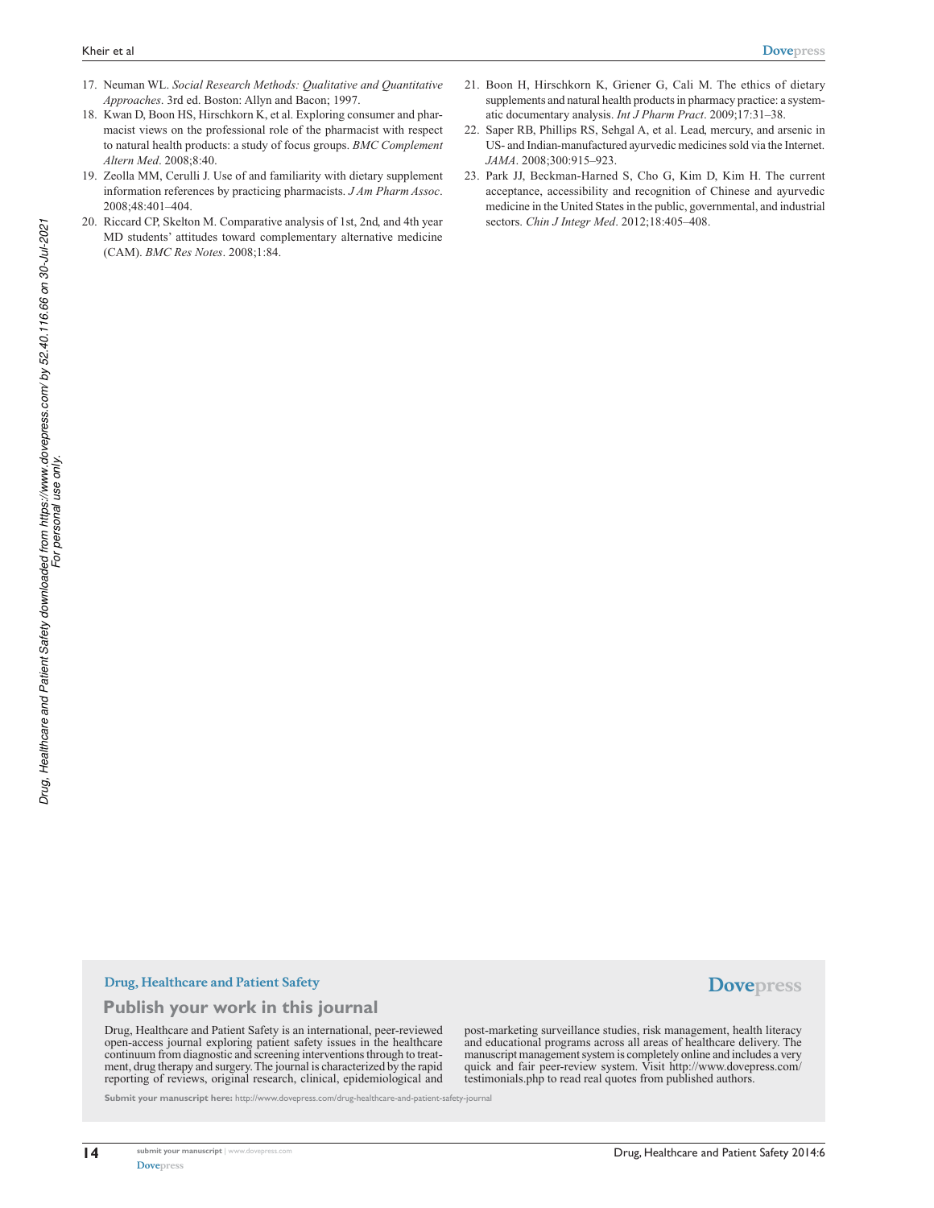17. Neuman WL. *Social Research Methods: Qualitative and Quantitative Approaches*. 3rd ed. Boston: Allyn and Bacon; 1997.
18. Kwan D, Boon HS, Hirschkorn K, et al. Exploring consumer and pharmacist views on the professional role of the pharmacist with respect to natural health products: a study of focus groups. *BMC Complement Altern Med*. 2008;8:40.
19. Zeolla MM, Cerulli J. Use of and familiarity with dietary supplement information references by practicing pharmacists. *J Am Pharm Assoc*. 2008;48:401–404.
20. Riccard CP, Skelton M. Comparative analysis of 1st, 2nd, and 4th year MD students' attitudes toward complementary alternative medicine (CAM). *BMC Res Notes*. 2008;1:84.
21. Boon H, Hirschkorn K, Griener G, Cali M. The ethics of dietary supplements and natural health products in pharmacy practice: a systematic documentary analysis. *Int J Pharm Pract*. 2009;17:31–38.
22. Saper RB, Phillips RS, Sehgal A, et al. Lead, mercury, and arsenic in US- and Indian-manufactured ayurvedic medicines sold via the Internet. *JAMA*. 2008;300:915–923.
23. Park JJ, Beckman-Harned S, Cho G, Kim D, Kim H. The current acceptance, accessibility and recognition of Chinese and ayurvedic medicine in the United States in the public, governmental, and industrial sectors. *Chin J Integr Med*. 2012;18:405–408.

**Drug, Healthcare and Patient Safety**

## Publish your work in this journal

Drug, Healthcare and Patient Safety is an international, peer-reviewed open-access journal exploring patient safety issues in the healthcare continuum from diagnostic and screening interventions through to treatment, drug therapy and surgery. The journal is characterized by the rapid reporting of reviews, original research, clinical, epidemiological and post-marketing surveillance studies, risk management, health literacy and educational programs across all areas of healthcare delivery. The manuscript management system is completely online and includes a very quick and fair peer-review system. Visit http://www.dovepress.com/testimonials.php to read real quotes from published authors.

**Submit your manuscript here:** http://www.dovepress.com/drug-healthcare-and-patient-safety-journal